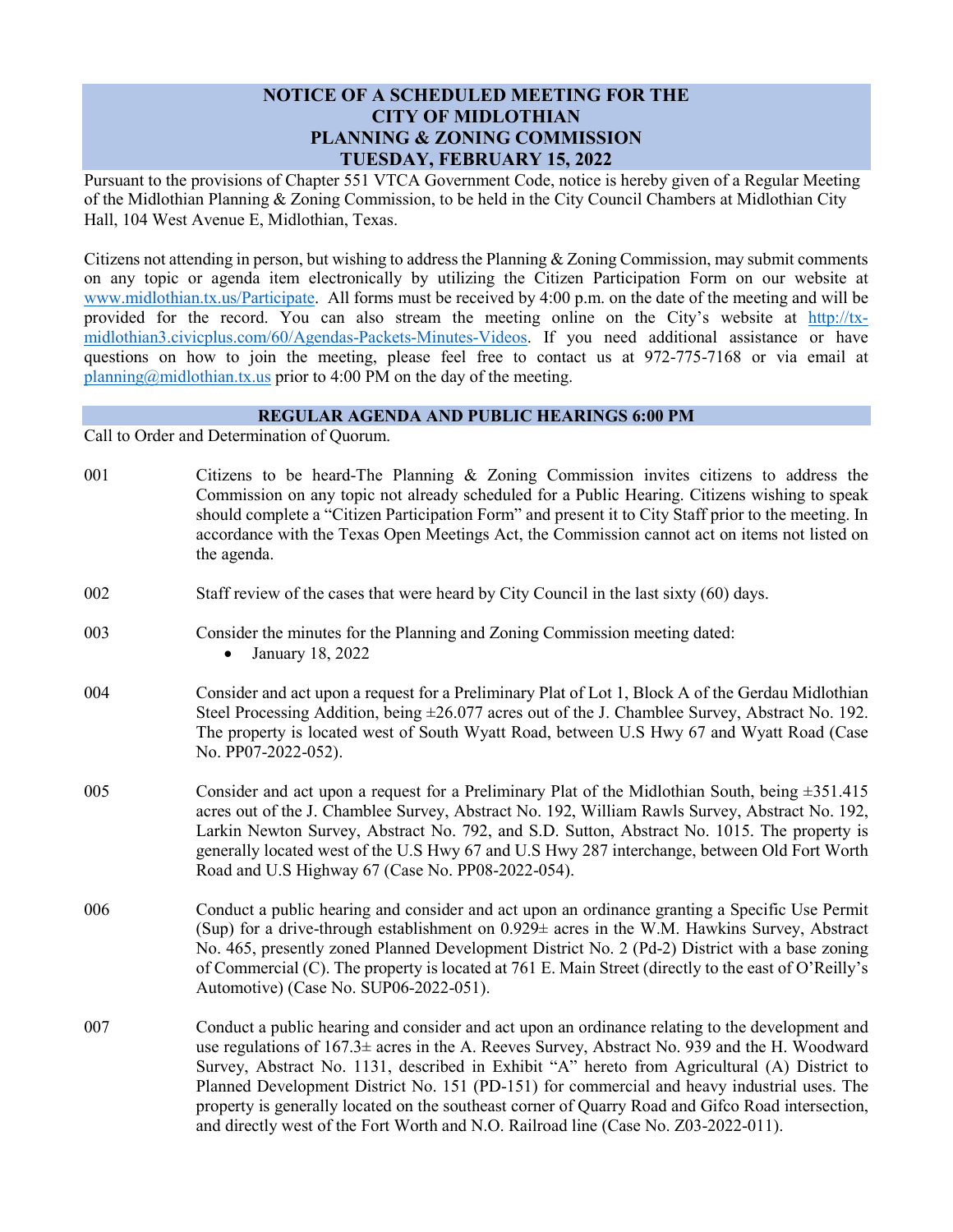# NOTICE OF A SCHEDULED MEETING FOR THE CITY OF MIDLOTHIAN PLANNING & ZONING COMMISSION TUESDAY, FEBRUARY 15, 2022

Pursuant to the provisions of Chapter 551 VTCA Government Code, notice is hereby given of a Regular Meeting of the Midlothian Planning & Zoning Commission, to be held in the City Council Chambers at Midlothian City Hall, 104 West Avenue E, Midlothian, Texas.

Citizens not attending in person, but wishing to address the Planning & Zoning Commission, may submit comments on any topic or agenda item electronically by utilizing the Citizen Participation Form on our website at www.midlothian.tx.us/Participate. All forms must be received by 4:00 p.m. on the date of the meeting and will be provided for the record. You can also stream the meeting online on the City's website at http://tx-midlothian3.civicplus.com/60/Agendas-Packets-Minutes-Videos. If you need additional assistance or have questions on how to join the meeting, please feel free to contact us at 972-775-7168 or via email at planning@midlothian.tx.us prior to 4:00 PM on the day of the meeting.

## REGULAR AGENDA AND PUBLIC HEARINGS 6:00 PM

Call to Order and Determination of Quorum.

001 Citizens to be heard-The Planning & Zoning Commission invites citizens to address the Commission on any topic not already scheduled for a Public Hearing. Citizens wishing to speak should complete a "Citizen Participation Form" and present it to City Staff prior to the meeting. In accordance with the Texas Open Meetings Act, the Commission cannot act on items not listed on the agenda.

002 Staff review of the cases that were heard by City Council in the last sixty (60) days.

003 Consider the minutes for the Planning and Zoning Commission meeting dated:

- January 18, 2022

004 Consider and act upon a request for a Preliminary Plat of Lot 1, Block A of the Gerdau Midlothian Steel Processing Addition, being ±26.077 acres out of the J. Chamblee Survey, Abstract No. 192. The property is located west of South Wyatt Road, between U.S Hwy 67 and Wyatt Road (Case No. PP07-2022-052).

005 Consider and act upon a request for a Preliminary Plat of the Midlothian South, being ±351.415 acres out of the J. Chamblee Survey, Abstract No. 192, William Rawls Survey, Abstract No. 192, Larkin Newton Survey, Abstract No. 792, and S.D. Sutton, Abstract No. 1015. The property is generally located west of the U.S Hwy 67 and U.S Hwy 287 interchange, between Old Fort Worth Road and U.S Highway 67 (Case No. PP08-2022-054).

006 Conduct a public hearing and consider and act upon an ordinance granting a Specific Use Permit (Sup) for a drive-through establishment on 0.929± acres in the W.M. Hawkins Survey, Abstract No. 465, presently zoned Planned Development District No. 2 (Pd-2) District with a base zoning of Commercial (C). The property is located at 761 E. Main Street (directly to the east of O'Reilly's Automotive) (Case No. SUP06-2022-051).

007 Conduct a public hearing and consider and act upon an ordinance relating to the development and use regulations of 167.3± acres in the A. Reeves Survey, Abstract No. 939 and the H. Woodward Survey, Abstract No. 1131, described in Exhibit "A" hereto from Agricultural (A) District to Planned Development District No. 151 (PD-151) for commercial and heavy industrial uses. The property is generally located on the southeast corner of Quarry Road and Gifco Road intersection, and directly west of the Fort Worth and N.O. Railroad line (Case No. Z03-2022-011).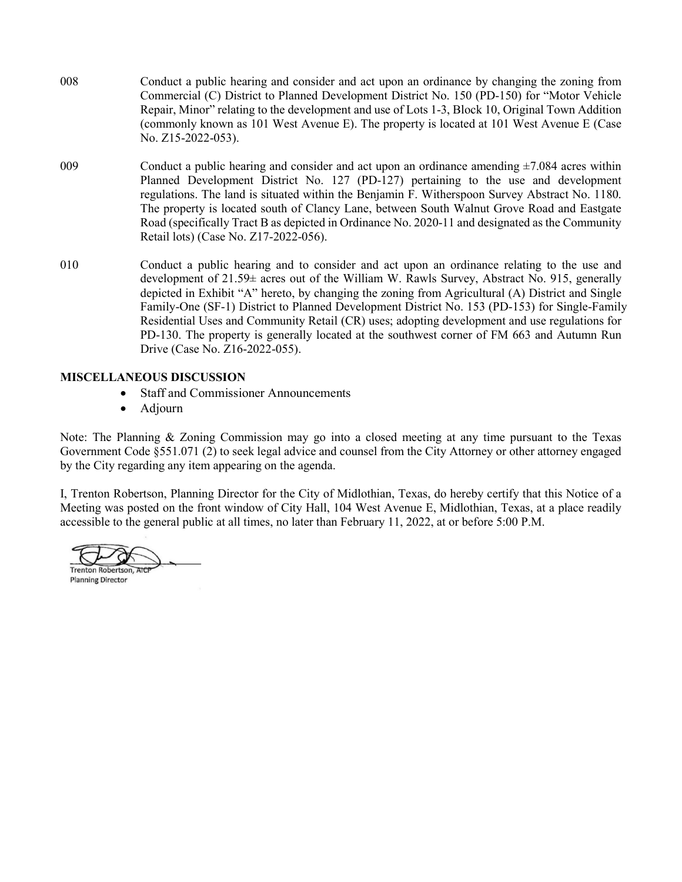008 Conduct a public hearing and consider and act upon an ordinance by changing the zoning from Commercial (C) District to Planned Development District No. 150 (PD-150) for "Motor Vehicle Repair, Minor" relating to the development and use of Lots 1-3, Block 10, Original Town Addition (commonly known as 101 West Avenue E). The property is located at 101 West Avenue E (Case No. Z15-2022-053).

009 Conduct a public hearing and consider and act upon an ordinance amending ±7.084 acres within Planned Development District No. 127 (PD-127) pertaining to the use and development regulations. The land is situated within the Benjamin F. Witherspoon Survey Abstract No. 1180. The property is located south of Clancy Lane, between South Walnut Grove Road and Eastgate Road (specifically Tract B as depicted in Ordinance No. 2020-11 and designated as the Community Retail lots) (Case No. Z17-2022-056).

010 Conduct a public hearing and to consider and act upon an ordinance relating to the use and development of 21.59± acres out of the William W. Rawls Survey, Abstract No. 915, generally depicted in Exhibit "A" hereto, by changing the zoning from Agricultural (A) District and Single Family-One (SF-1) District to Planned Development District No. 153 (PD-153) for Single-Family Residential Uses and Community Retail (CR) uses; adopting development and use regulations for PD-130. The property is generally located at the southwest corner of FM 663 and Autumn Run Drive (Case No. Z16-2022-055).

**MISCELLANEOUS DISCUSSION**

- Staff and Commissioner Announcements
- Adjourn

Note: The Planning & Zoning Commission may go into a closed meeting at any time pursuant to the Texas Government Code §551.071 (2) to seek legal advice and counsel from the City Attorney or other attorney engaged by the City regarding any item appearing on the agenda.

I, Trenton Robertson, Planning Director for the City of Midlothian, Texas, do hereby certify that this Notice of a Meeting was posted on the front window of City Hall, 104 West Avenue E, Midlothian, Texas, at a place readily accessible to the general public at all times, no later than February 11, 2022, at or before 5:00 P.M.

Trenton Robertson, AICP
Planning Director